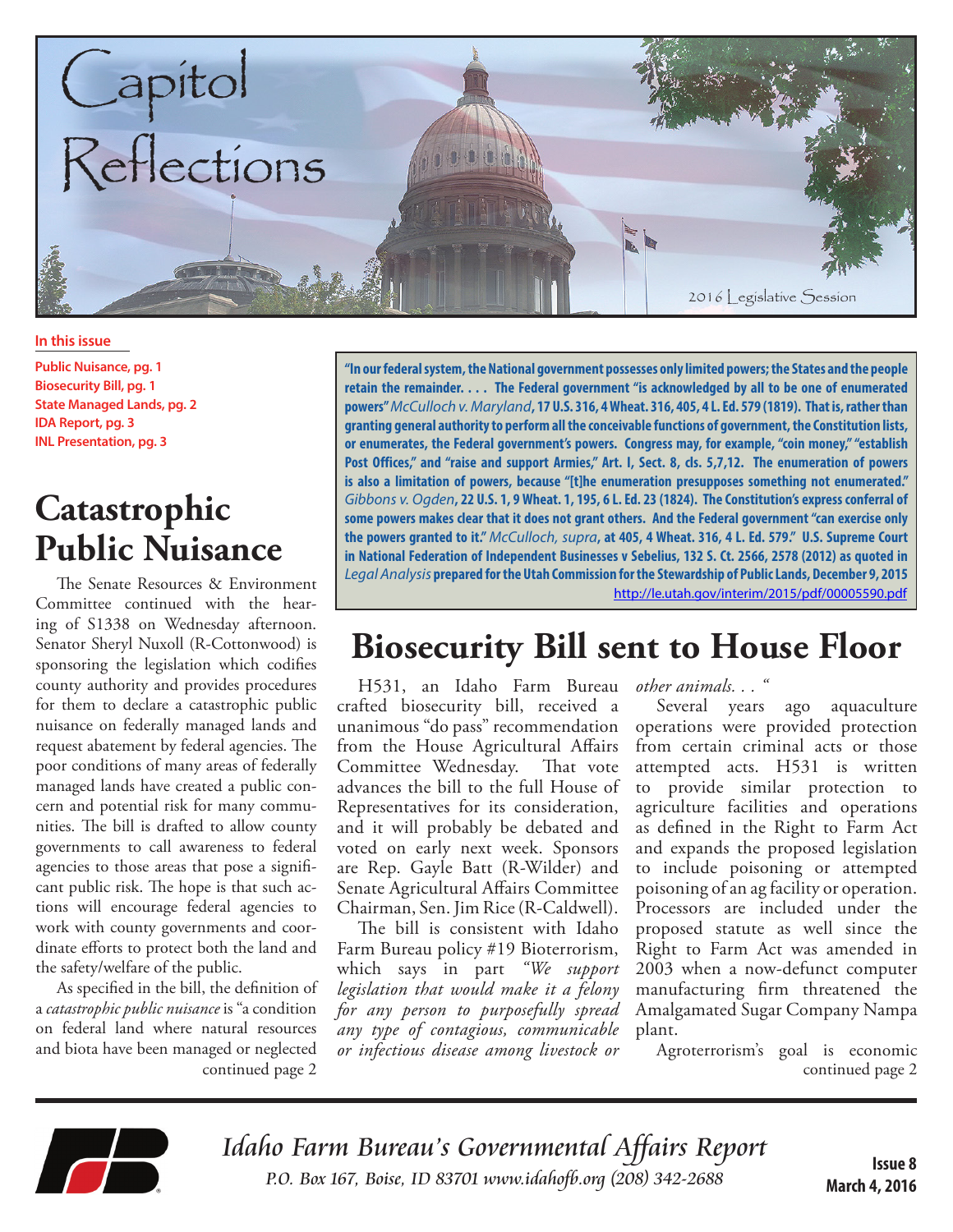# Capitol Reflections

2016 Legislative Session

**In this issue**

- Public Nuisance, pg. 1
- Biosecurity Bill, pg. 1
- State Managed Lands, pg. 2
- IDA Report, pg. 3
- INL Presentation, pg. 3

**"In our federal system, the National government possesses only limited powers; the States and the people retain the remainder. . . . The Federal government "is acknowledged by all to be one of enumerated powers"** *McCulloch v. Maryland*, **17 U.S. 316, 4 Wheat. 316, 405, 4 L. Ed. 579 (1819). That is, rather than granting general authority to perform all the conceivable functions of government, the Constitution lists, or enumerates, the Federal government's powers. Congress may, for example, "coin money," "establish Post Offices," and "raise and support Armies," Art. I, Sect. 8, cls. 5,7,12. The enumeration of powers is also a limitation of powers, because "[t]he enumeration presupposes something not enumerated."** *Gibbons v. Ogden*, **22 U.S. 1, 9 Wheat. 1, 195, 6 L. Ed. 23 (1824). The Constitution's express conferral of some powers makes clear that it does not grant others. And the Federal government "can exercise only the powers granted to it."** *McCulloch, supra*, **at 405, 4 Wheat. 316, 4 L. Ed. 579." U.S. Supreme Court in National Federation of Independent Businesses v Sebelius, 132 S. Ct. 2566, 2578 (2012) as quoted in** *Legal Analysis* **prepared for the Utah Commission for the Stewardship of Public Lands, December 9, 2015**
http://le.utah.gov/interim/2015/pdf/00005590.pdf

## Catastrophic Public Nuisance

The Senate Resources & Environment Committee continued with the hearing of S1338 on Wednesday afternoon. Senator Sheryl Nuxoll (R-Cottonwood) is sponsoring the legislation which codifies county authority and provides procedures for them to declare a catastrophic public nuisance on federally managed lands and request abatement by federal agencies. The poor conditions of many areas of federally managed lands have created a public concern and potential risk for many communities. The bill is drafted to allow county governments to call awareness to federal agencies to those areas that pose a significant public risk. The hope is that such actions will encourage federal agencies to work with county governments and coordinate efforts to protect both the land and the safety/welfare of the public.

As specified in the bill, the definition of a *catastrophic public nuisance* is "a condition on federal land where natural resources and biota have been managed or neglected

continued page 2

## Biosecurity Bill sent to House Floor

H531, an Idaho Farm Bureau crafted biosecurity bill, received a unanimous "do pass" recommendation from the House Agricultural Affairs Committee Wednesday. That vote advances the bill to the full House of Representatives for its consideration, and it will probably be debated and voted on early next week. Sponsors are Rep. Gayle Batt (R-Wilder) and Senate Agricultural Affairs Committee Chairman, Sen. Jim Rice (R-Caldwell).

The bill is consistent with Idaho Farm Bureau policy #19 Bioterrorism, which says in part *"We support legislation that would make it a felony for any person to purposefully spread any type of contagious, communicable or infectious disease among livestock or other animals. . . "*

Several years ago aquaculture operations were provided protection from certain criminal acts or those attempted acts. H531 is written to provide similar protection to agriculture facilities and operations as defined in the Right to Farm Act and expands the proposed legislation to include poisoning or attempted poisoning of an ag facility or operation. Processors are included under the proposed statute as well since the Right to Farm Act was amended in 2003 when a now-defunct computer manufacturing firm threatened the Amalgamated Sugar Company Nampa plant.

Agroterrorism's goal is economic

continued page 2

*Idaho Farm Bureau's Governmental Affairs Report*
*P.O. Box 167, Boise, ID 83701 www.idahofb.org (208) 342-2688*

**Issue 8**
**March 4, 2016**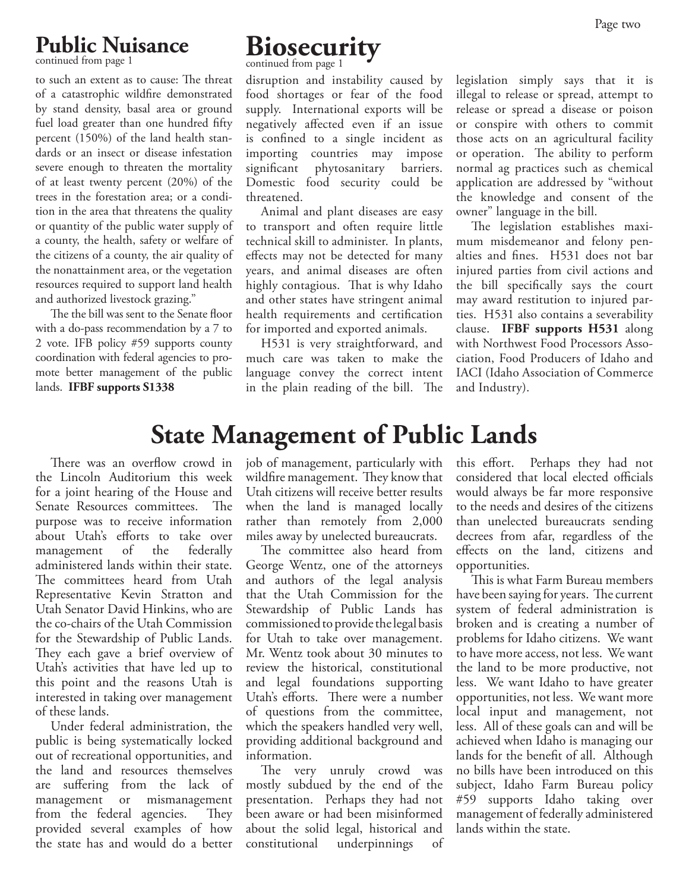## Public Nuisance

continued from page 1

to such an extent as to cause: The threat of a catastrophic wildfire demonstrated by stand density, basal area or ground fuel load greater than one hundred fifty percent (150%) of the land health standards or an insect or disease infestation severe enough to threaten the mortality of at least twenty percent (20%) of the trees in the forestation area; or a condition in the area that threatens the quality or quantity of the public water supply of a county, the health, safety or welfare of the citizens of a county, the air quality of the nonattainment area, or the vegetation resources required to support land health and authorized livestock grazing."

The the bill was sent to the Senate floor with a do-pass recommendation by a 7 to 2 vote. IFB policy #59 supports county coordination with federal agencies to promote better management of the public lands. **IFBF supports S1338**

## Biosecurity

continued from page 1

disruption and instability caused by food shortages or fear of the food supply. International exports will be negatively affected even if an issue is confined to a single incident as importing countries may impose significant phytosanitary barriers. Domestic food security could be threatened.

Animal and plant diseases are easy to transport and often require little technical skill to administer. In plants, effects may not be detected for many years, and animal diseases are often highly contagious. That is why Idaho and other states have stringent animal health requirements and certification for imported and exported animals.

H531 is very straightforward, and much care was taken to make the language convey the correct intent in the plain reading of the bill. The legislation simply says that it is illegal to release or spread, attempt to release or spread a disease or poison or conspire with others to commit those acts on an agricultural facility or operation. The ability to perform normal ag practices such as chemical application are addressed by "without the knowledge and consent of the owner" language in the bill.

The legislation establishes maximum misdemeanor and felony penalties and fines. H531 does not bar injured parties from civil actions and the bill specifically says the court may award restitution to injured parties. H531 also contains a severability clause. **IFBF supports H531** along with Northwest Food Processors Association, Food Producers of Idaho and IACI (Idaho Association of Commerce and Industry).

# State Management of Public Lands

There was an overflow crowd in the Lincoln Auditorium this week for a joint hearing of the House and Senate Resources committees. The purpose was to receive information about Utah's efforts to take over management of the federally administered lands within their state. The committees heard from Utah Representative Kevin Stratton and Utah Senator David Hinkins, who are the co-chairs of the Utah Commission for the Stewardship of Public Lands. They each gave a brief overview of Utah's activities that have led up to this point and the reasons Utah is interested in taking over management of these lands.

Under federal administration, the public is being systematically locked out of recreational opportunities, and the land and resources themselves are suffering from the lack of management or mismanagement from the federal agencies. They provided several examples of how the state has and would do a better job of management, particularly with wildfire management. They know that Utah citizens will receive better results when the land is managed locally rather than remotely from 2,000 miles away by unelected bureaucrats.

The committee also heard from George Wentz, one of the attorneys and authors of the legal analysis that the Utah Commission for the Stewardship of Public Lands has commissioned to provide the legal basis for Utah to take over management. Mr. Wentz took about 30 minutes to review the historical, constitutional and legal foundations supporting Utah's efforts. There were a number of questions from the committee, which the speakers handled very well, providing additional background and information.

The very unruly crowd was mostly subdued by the end of the presentation. Perhaps they had not been aware or had been misinformed about the solid legal, historical and constitutional underpinnings of this effort. Perhaps they had not considered that local elected officials would always be far more responsive to the needs and desires of the citizens than unelected bureaucrats sending decrees from afar, regardless of the effects on the land, citizens and opportunities.

This is what Farm Bureau members have been saying for years. The current system of federal administration is broken and is creating a number of problems for Idaho citizens. We want to have more access, not less. We want the land to be more productive, not less. We want Idaho to have greater opportunities, not less. We want more local input and management, not less. All of these goals can and will be achieved when Idaho is managing our lands for the benefit of all. Although no bills have been introduced on this subject, Idaho Farm Bureau policy #59 supports Idaho taking over management of federally administered lands within the state.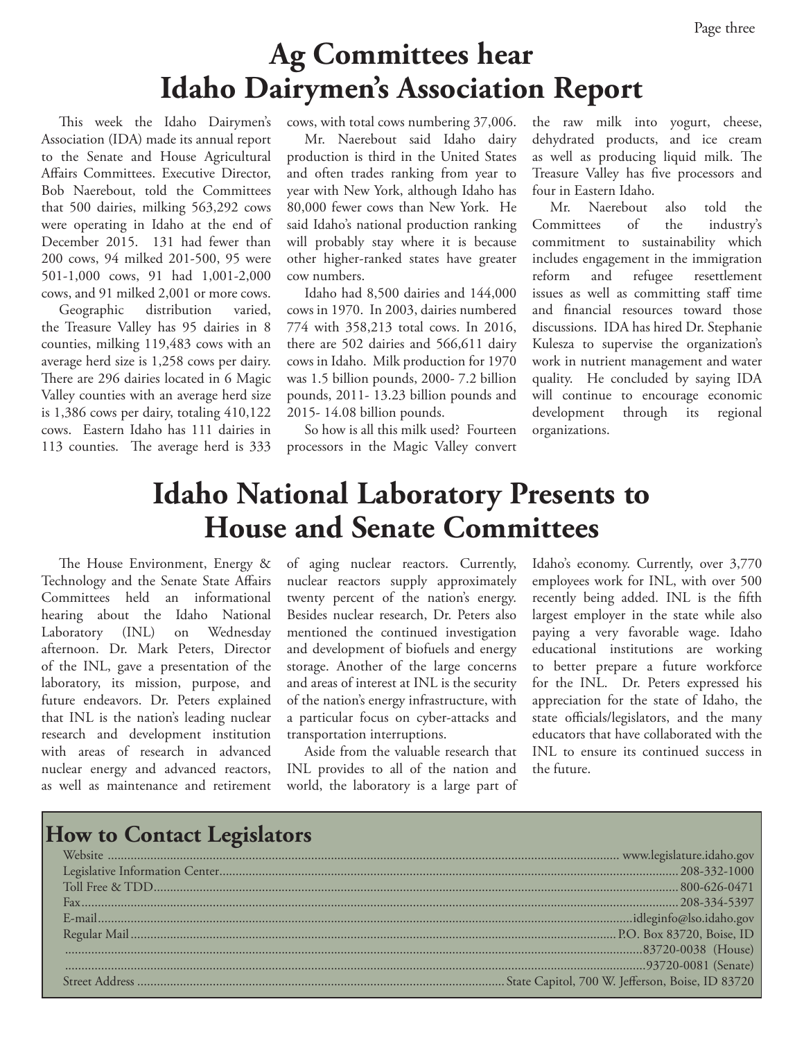# Ag Committees hear Idaho Dairymen's Association Report

This week the Idaho Dairymen's Association (IDA) made its annual report to the Senate and House Agricultural Affairs Committees. Executive Director, Bob Naerebout, told the Committees that 500 dairies, milking 563,292 cows were operating in Idaho at the end of December 2015. 131 had fewer than 200 cows, 94 milked 201-500, 95 were 501-1,000 cows, 91 had 1,001-2,000 cows, and 91 milked 2,001 or more cows.

Geographic distribution varied, the Treasure Valley has 95 dairies in 8 counties, milking 119,483 cows with an average herd size is 1,258 cows per dairy. There are 296 dairies located in 6 Magic Valley counties with an average herd size is 1,386 cows per dairy, totaling 410,122 cows. Eastern Idaho has 111 dairies in 113 counties. The average herd is 333 cows, with total cows numbering 37,006.

Mr. Naerebout said Idaho dairy production is third in the United States and often trades ranking from year to year with New York, although Idaho has 80,000 fewer cows than New York. He said Idaho's national production ranking will probably stay where it is because other higher-ranked states have greater cow numbers.

Idaho had 8,500 dairies and 144,000 cows in 1970. In 2003, dairies numbered 774 with 358,213 total cows. In 2016, there are 502 dairies and 566,611 dairy cows in Idaho. Milk production for 1970 was 1.5 billion pounds, 2000- 7.2 billion pounds, 2011- 13.23 billion pounds and 2015- 14.08 billion pounds.

So how is all this milk used? Fourteen processors in the Magic Valley convert the raw milk into yogurt, cheese, dehydrated products, and ice cream as well as producing liquid milk. The Treasure Valley has five processors and four in Eastern Idaho.

Mr. Naerebout also told the Committees of the industry's commitment to sustainability which includes engagement in the immigration reform and refugee resettlement issues as well as committing staff time and financial resources toward those discussions. IDA has hired Dr. Stephanie Kulesza to supervise the organization's work in nutrient management and water quality. He concluded by saying IDA will continue to encourage economic development through its regional organizations.

# Idaho National Laboratory Presents to House and Senate Committees

The House Environment, Energy & Technology and the Senate State Affairs Committees held an informational hearing about the Idaho National Laboratory (INL) on Wednesday afternoon. Dr. Mark Peters, Director of the INL, gave a presentation of the laboratory, its mission, purpose, and future endeavors. Dr. Peters explained that INL is the nation's leading nuclear research and development institution with areas of research in advanced nuclear energy and advanced reactors, as well as maintenance and retirement of aging nuclear reactors. Currently, nuclear reactors supply approximately twenty percent of the nation's energy. Besides nuclear research, Dr. Peters also mentioned the continued investigation and development of biofuels and energy storage. Another of the large concerns and areas of interest at INL is the security of the nation's energy infrastructure, with a particular focus on cyber-attacks and transportation interruptions.

Aside from the valuable research that INL provides to all of the nation and world, the laboratory is a large part of Idaho's economy. Currently, over 3,770 employees work for INL, with over 500 recently being added. INL is the fifth largest employer in the state while also paying a very favorable wage. Idaho educational institutions are working to better prepare a future workforce for the INL. Dr. Peters expressed his appreciation for the state of Idaho, the state officials/legislators, and the many educators that have collaborated with the INL to ensure its continued success in the future.

## How to Contact Legislators

| | |
|---|---|
| Website | www.legislature.idaho.gov |
| Legislative Information Center | 208-332-1000 |
| Toll Free & TDD | 800-626-0471 |
| Fax | 208-334-5397 |
| E-mail | idleginfo@lso.idaho.gov |
| Regular Mail | P.O. Box 83720, Boise, ID |
| | 83720-0038 (House) |
| | 93720-0081 (Senate) |
| Street Address | State Capitol, 700 W. Jefferson, Boise, ID 83720 |